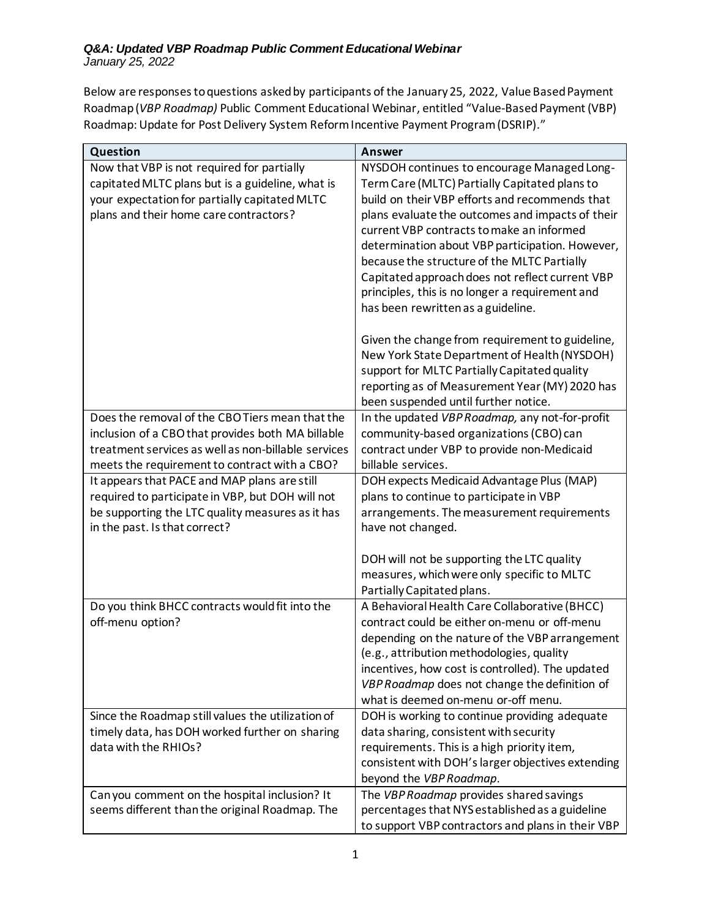***Q&A: Updated VBP Roadmap Public Comment Educational Webinar***
*January 25, 2022*

Below are responses to questions asked by participants of the January 25, 2022, Value Based Payment Roadmap (*VBP Roadmap)* Public Comment Educational Webinar, entitled "Value-Based Payment (VBP) Roadmap: Update for Post Delivery System Reform Incentive Payment Program (DSRIP)."

| **Question** | **Answer** |
|---|---|
| Now that VBP is not required for partially capitated MLTC plans but is a guideline, what is your expectation for partially capitated MLTC plans and their home care contractors? | NYSDOH continues to encourage Managed Long-Term Care (MLTC) Partially Capitated plans to build on their VBP efforts and recommends that plans evaluate the outcomes and impacts of their current VBP contracts to make an informed determination about VBP participation. However, because the structure of the MLTC Partially Capitated approach does not reflect current VBP principles, this is no longer a requirement and has been rewritten as a guideline.<br><br>Given the change from requirement to guideline, New York State Department of Health (NYSDOH) support for MLTC Partially Capitated quality reporting as of Measurement Year (MY) 2020 has been suspended until further notice. |
| Does the removal of the CBO Tiers mean that the inclusion of a CBO that provides both MA billable treatment services as well as non-billable services meets the requirement to contract with a CBO? | In the updated *VBP Roadmap,* any not-for-profit community-based organizations (CBO) can contract under VBP to provide non-Medicaid billable services. |
| It appears that PACE and MAP plans are still required to participate in VBP, but DOH will not be supporting the LTC quality measures as it has in the past. Is that correct? | DOH expects Medicaid Advantage Plus (MAP) plans to continue to participate in VBP arrangements. The measurement requirements have not changed.<br><br>DOH will not be supporting the LTC quality measures, which were only specific to MLTC Partially Capitated plans. |
| Do you think BHCC contracts would fit into the off-menu option? | A Behavioral Health Care Collaborative (BHCC) contract could be either on-menu or off-menu depending on the nature of the VBP arrangement (e.g., attribution methodologies, quality incentives, how cost is controlled). The updated *VBP Roadmap* does not change the definition of what is deemed on-menu or-off menu. |
| Since the Roadmap still values the utilization of timely data, has DOH worked further on sharing data with the RHIOs? | DOH is working to continue providing adequate data sharing, consistent with security requirements. This is a high priority item, consistent with DOH's larger objectives extending beyond the *VBP Roadmap*. |
| Can you comment on the hospital inclusion? It seems different than the original Roadmap. The | The *VBP Roadmap* provides shared savings percentages that NYS established as a guideline to support VBP contractors and plans in their VBP |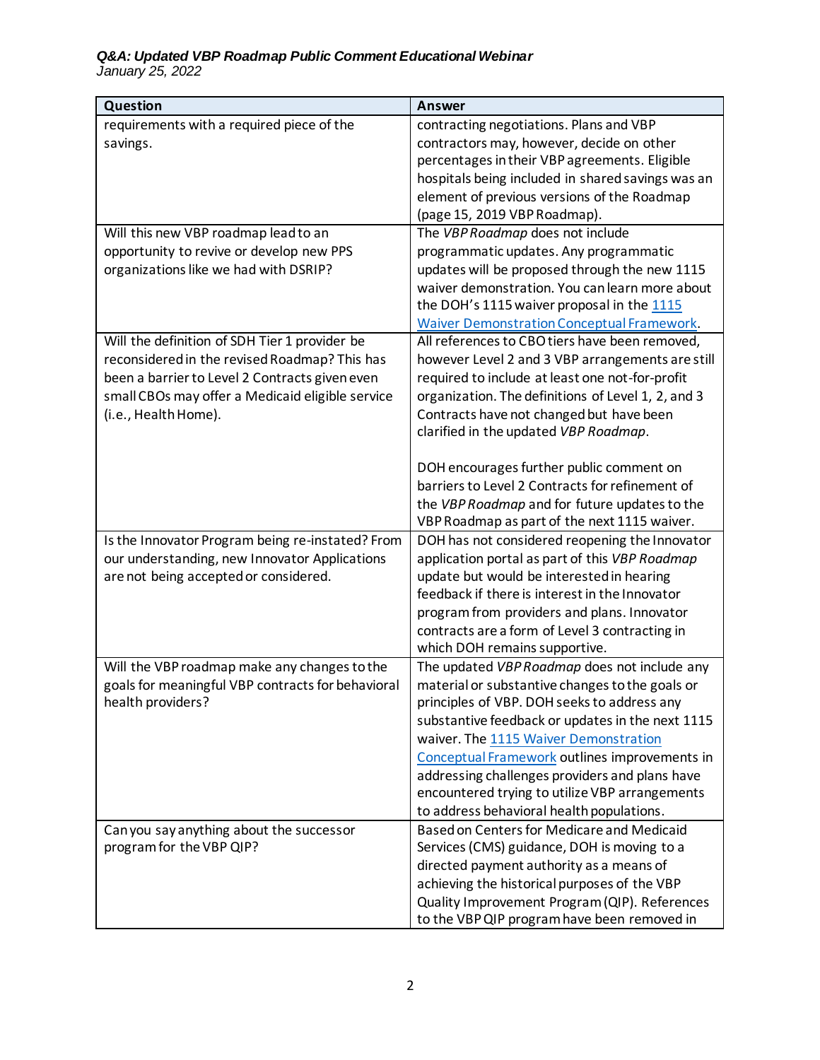| Question | Answer |
|---|---|
| requirements with a required piece of the savings. | contracting negotiations. Plans and VBP contractors may, however, decide on other percentages in their VBP agreements. Eligible hospitals being included in shared savings was an element of previous versions of the Roadmap (page 15, 2019 VBP Roadmap). |
| Will this new VBP roadmap lead to an opportunity to revive or develop new PPS organizations like we had with DSRIP? | The *VBP Roadmap* does not include programmatic updates. Any programmatic updates will be proposed through the new 1115 waiver demonstration. You can learn more about the DOH's 1115 waiver proposal in the [1115 Waiver Demonstration Conceptual Framework](). |
| Will the definition of SDH Tier 1 provider be reconsidered in the revised Roadmap? This has been a barrier to Level 2 Contracts given even small CBOs may offer a Medicaid eligible service (i.e., Health Home). | All references to CBO tiers have been removed, however Level 2 and 3 VBP arrangements are still required to include at least one not-for-profit organization. The definitions of Level 1, 2, and 3 Contracts have not changed but have been clarified in the updated *VBP Roadmap*.<br><br>DOH encourages further public comment on barriers to Level 2 Contracts for refinement of the *VBP Roadmap* and for future updates to the VBP Roadmap as part of the next 1115 waiver. |
| Is the Innovator Program being re-instated? From our understanding, new Innovator Applications are not being accepted or considered. | DOH has not considered reopening the Innovator application portal as part of this *VBP Roadmap* update but would be interested in hearing feedback if there is interest in the Innovator program from providers and plans. Innovator contracts are a form of Level 3 contracting in which DOH remains supportive. |
| Will the VBP roadmap make any changes to the goals for meaningful VBP contracts for behavioral health providers? | The updated *VBP Roadmap* does not include any material or substantive changes to the goals or principles of VBP. DOH seeks to address any substantive feedback or updates in the next 1115 waiver. The [1115 Waiver Demonstration Conceptual Framework]() outlines improvements in addressing challenges providers and plans have encountered trying to utilize VBP arrangements to address behavioral health populations. |
| Can you say anything about the successor program for the VBP QIP? | Based on Centers for Medicare and Medicaid Services (CMS) guidance, DOH is moving to a directed payment authority as a means of achieving the historical purposes of the VBP Quality Improvement Program (QIP). References to the VBP QIP program have been removed in |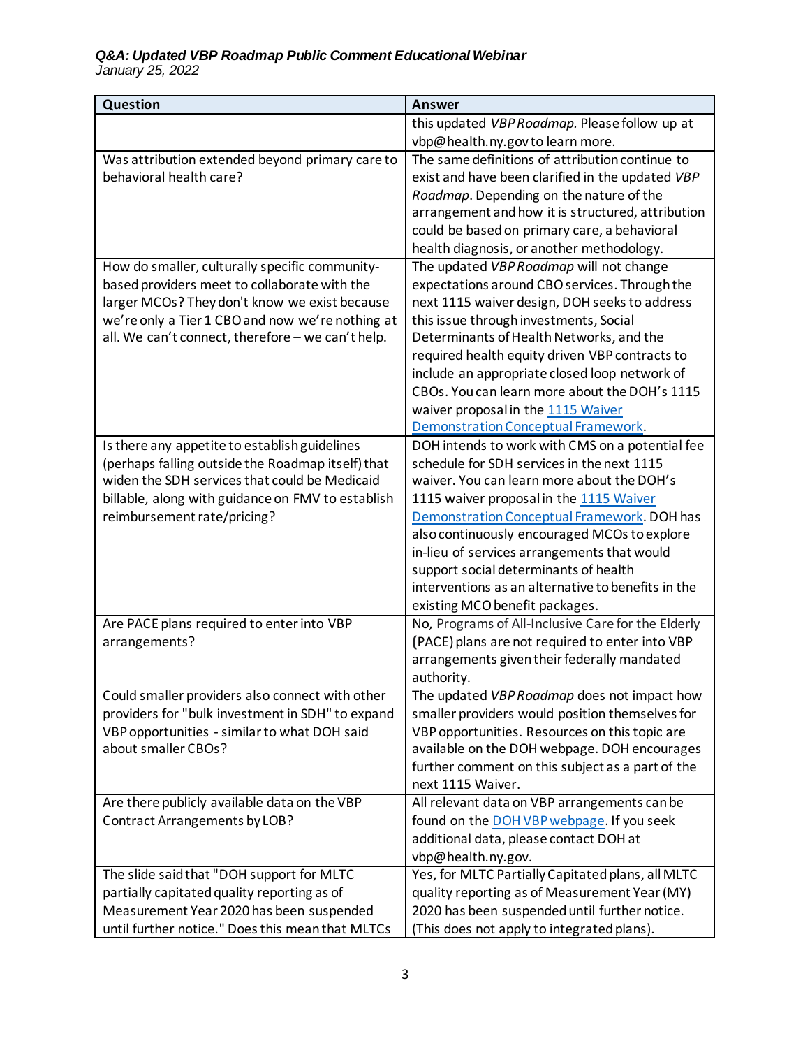| Question | Answer |
|---|---|
| | this updated *VBP Roadmap*. Please follow up at vbp@health.ny.gov to learn more. |
| Was attribution extended beyond primary care to behavioral health care? | The same definitions of attribution continue to exist and have been clarified in the updated *VBP Roadmap*. Depending on the nature of the arrangement and how it is structured, attribution could be based on primary care, a behavioral health diagnosis, or another methodology. |
| How do smaller, culturally specific community-based providers meet to collaborate with the larger MCOs? They don't know we exist because we're only a Tier 1 CBO and now we're nothing at all. We can't connect, therefore – we can't help. | The updated *VBP Roadmap* will not change expectations around CBO services. Through the next 1115 waiver design, DOH seeks to address this issue through investments, Social Determinants of Health Networks, and the required health equity driven VBP contracts to include an appropriate closed loop network of CBOs. You can learn more about the DOH's 1115 waiver proposal in the [1115 Waiver Demonstration Conceptual Framework](). |
| Is there any appetite to establish guidelines (perhaps falling outside the Roadmap itself) that widen the SDH services that could be Medicaid billable, along with guidance on FMV to establish reimbursement rate/pricing? | DOH intends to work with CMS on a potential fee schedule for SDH services in the next 1115 waiver. You can learn more about the DOH's 1115 waiver proposal in the [1115 Waiver Demonstration Conceptual Framework](). DOH has also continuously encouraged MCOs to explore in-lieu of services arrangements that would support social determinants of health interventions as an alternative to benefits in the existing MCO benefit packages. |
| Are PACE plans required to enter into VBP arrangements? | No, Programs of All-Inclusive Care for the Elderly (PACE) plans are not required to enter into VBP arrangements given their federally mandated authority. |
| Could smaller providers also connect with other providers for "bulk investment in SDH" to expand VBP opportunities - similar to what DOH said about smaller CBOs? | The updated *VBP Roadmap* does not impact how smaller providers would position themselves for VBP opportunities. Resources on this topic are available on the DOH webpage. DOH encourages further comment on this subject as a part of the next 1115 Waiver. |
| Are there publicly available data on the VBP Contract Arrangements by LOB? | All relevant data on VBP arrangements can be found on the [DOH VBP webpage](). If you seek additional data, please contact DOH at vbp@health.ny.gov. |
| The slide said that "DOH support for MLTC partially capitated quality reporting as of Measurement Year 2020 has been suspended until further notice." Does this mean that MLTCs | Yes, for MLTC Partially Capitated plans, all MLTC quality reporting as of Measurement Year (MY) 2020 has been suspended until further notice. (This does not apply to integrated plans). |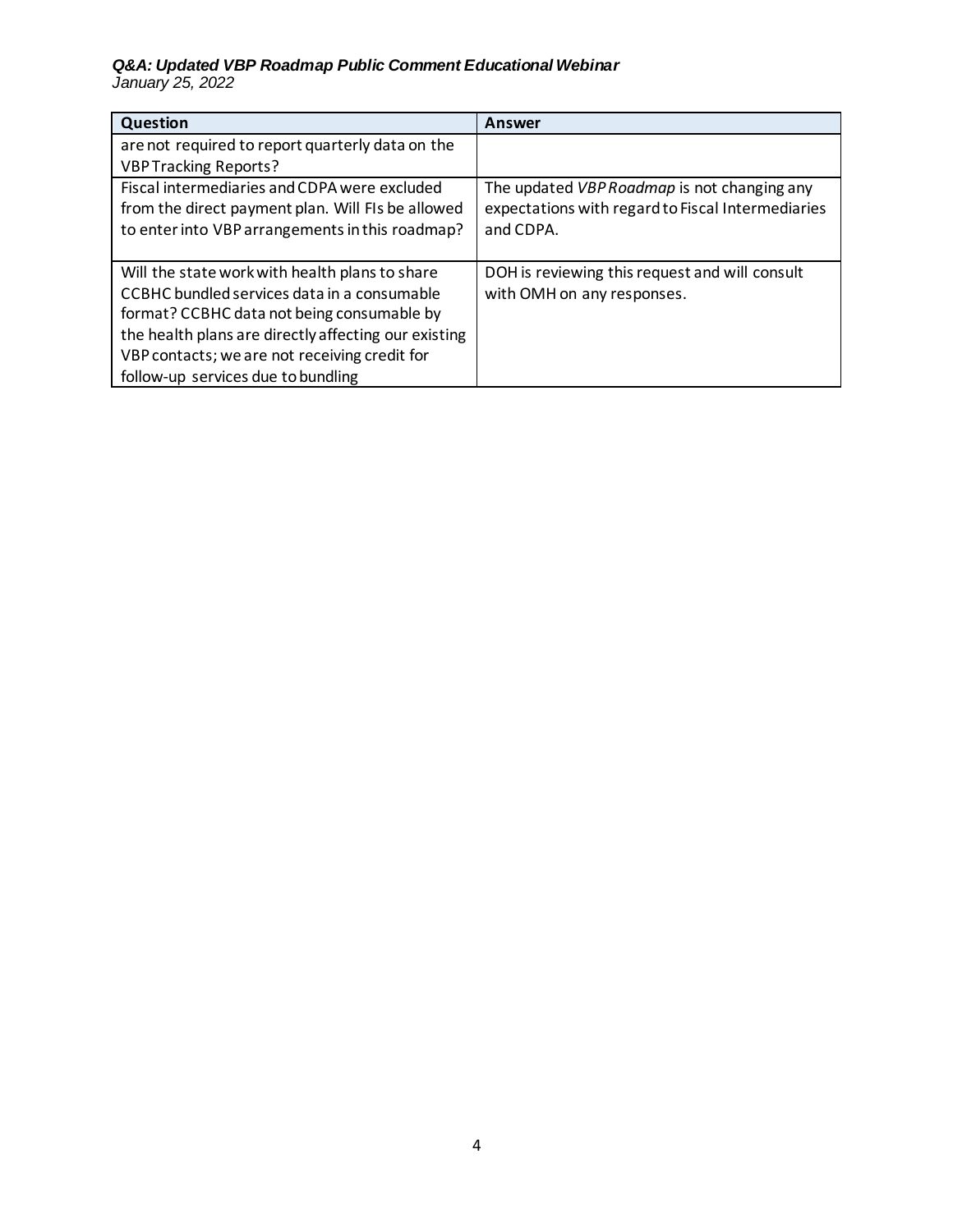| Question | Answer |
| --- | --- |
| are not required to report quarterly data on the VBP Tracking Reports? | |
| Fiscal intermediaries and CDPA were excluded from the direct payment plan. Will FIs be allowed to enter into VBP arrangements in this roadmap? | The updated *VBP Roadmap* is not changing any expectations with regard to Fiscal Intermediaries and CDPA. |
| Will the state work with health plans to share CCBHC bundled services data in a consumable format? CCBHC data not being consumable by the health plans are directly affecting our existing VBP contacts; we are not receiving credit for follow-up services due to bundling | DOH is reviewing this request and will consult with OMH on any responses. |